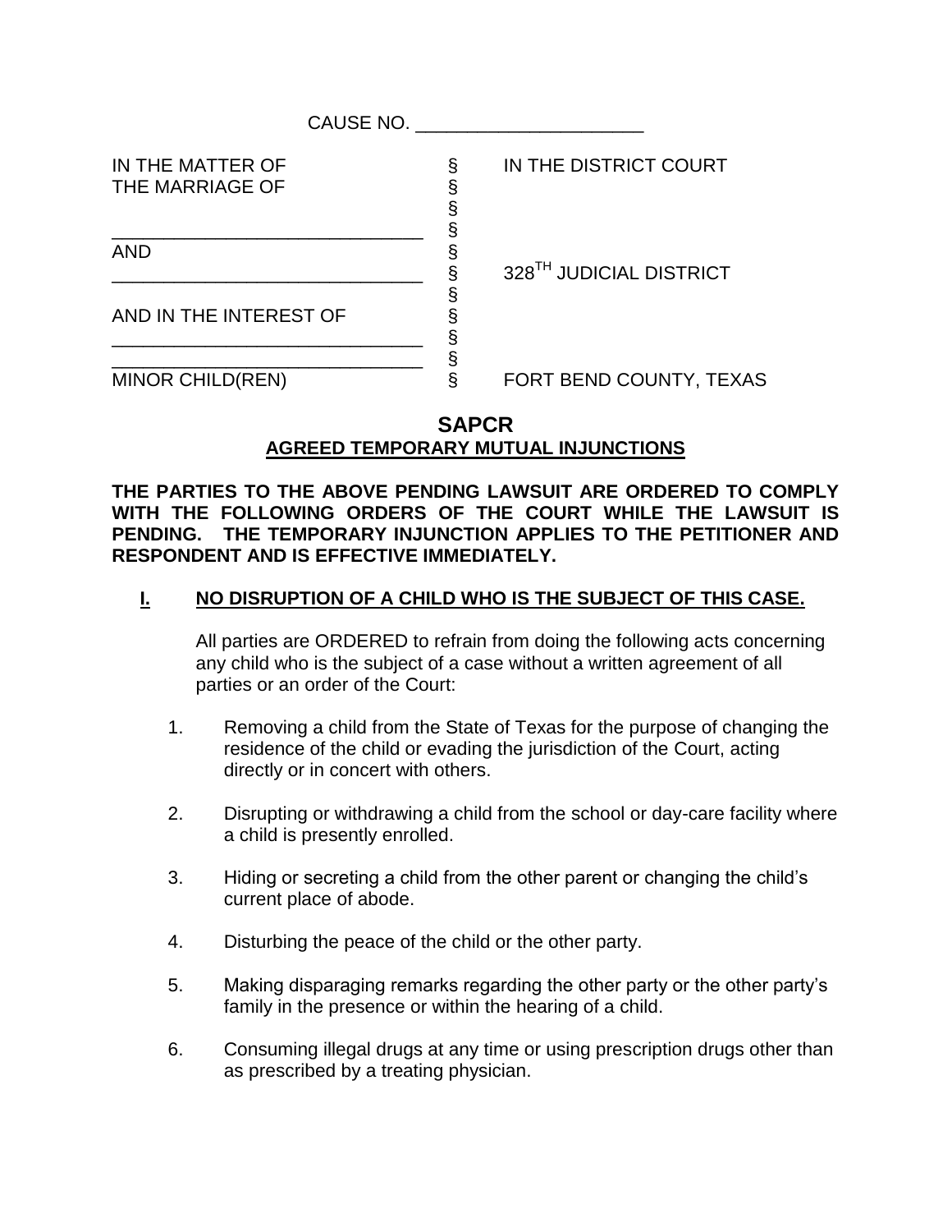CAUSE NO. ______________________

| | | |
|---|---|---|
| IN THE MATTER OF | § | IN THE DISTRICT COURT |
| THE MARRIAGE OF | § | |
| | § | |
| ______________________________ | § | |
| AND | § | |
| ______________________________ | § | 328TH JUDICIAL DISTRICT |
| | § | |
| AND IN THE INTEREST OF | § | |
| ______________________________ | § | |
| ______________________________ | § | |
| MINOR CHILD(REN) | § | FORT BEND COUNTY, TEXAS |

## SAPCR

### AGREED TEMPORARY MUTUAL INJUNCTIONS

**THE PARTIES TO THE ABOVE PENDING LAWSUIT ARE ORDERED TO COMPLY WITH THE FOLLOWING ORDERS OF THE COURT WHILE THE LAWSUIT IS PENDING. THE TEMPORARY INJUNCTION APPLIES TO THE PETITIONER AND RESPONDENT AND IS EFFECTIVE IMMEDIATELY.**

### I. NO DISRUPTION OF A CHILD WHO IS THE SUBJECT OF THIS CASE.

All parties are ORDERED to refrain from doing the following acts concerning any child who is the subject of a case without a written agreement of all parties or an order of the Court:

1. Removing a child from the State of Texas for the purpose of changing the residence of the child or evading the jurisdiction of the Court, acting directly or in concert with others.

2. Disrupting or withdrawing a child from the school or day-care facility where a child is presently enrolled.

3. Hiding or secreting a child from the other parent or changing the child's current place of abode.

4. Disturbing the peace of the child or the other party.

5. Making disparaging remarks regarding the other party or the other party's family in the presence or within the hearing of a child.

6. Consuming illegal drugs at any time or using prescription drugs other than as prescribed by a treating physician.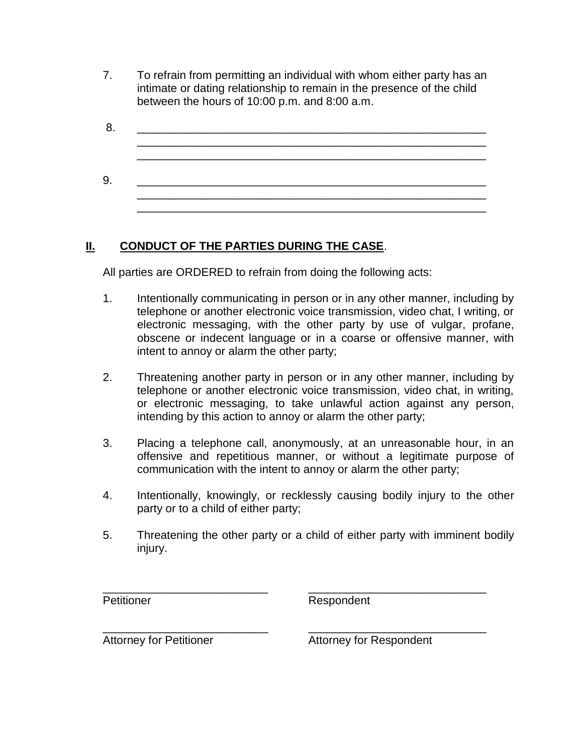7. To refrain from permitting an individual with whom either party has an intimate or dating relationship to remain in the presence of the child between the hours of 10:00 p.m. and 8:00 a.m.

8. ________________________________________________________
   ________________________________________________________
   ________________________________________________________

9. ________________________________________________________
   ________________________________________________________
   ________________________________________________________

## II. CONDUCT OF THE PARTIES DURING THE CASE.

All parties are ORDERED to refrain from doing the following acts:

1. Intentionally communicating in person or in any other manner, including by telephone or another electronic voice transmission, video chat, I writing, or electronic messaging, with the other party by use of vulgar, profane, obscene or indecent language or in a coarse or offensive manner, with intent to annoy or alarm the other party;

2. Threatening another party in person or in any other manner, including by telephone or another electronic voice transmission, video chat, in writing, or electronic messaging, to take unlawful action against any person, intending by this action to annoy or alarm the other party;

3. Placing a telephone call, anonymously, at an unreasonable hour, in an offensive and repetitious manner, or without a legitimate purpose of communication with the intent to annoy or alarm the other party;

4. Intentionally, knowingly, or recklessly causing bodily injury to the other party or to a child of either party;

5. Threatening the other party or a child of either party with imminent bodily injury.

___________________________ ___________________________
Petitioner Respondent

___________________________ ___________________________
Attorney for Petitioner Attorney for Respondent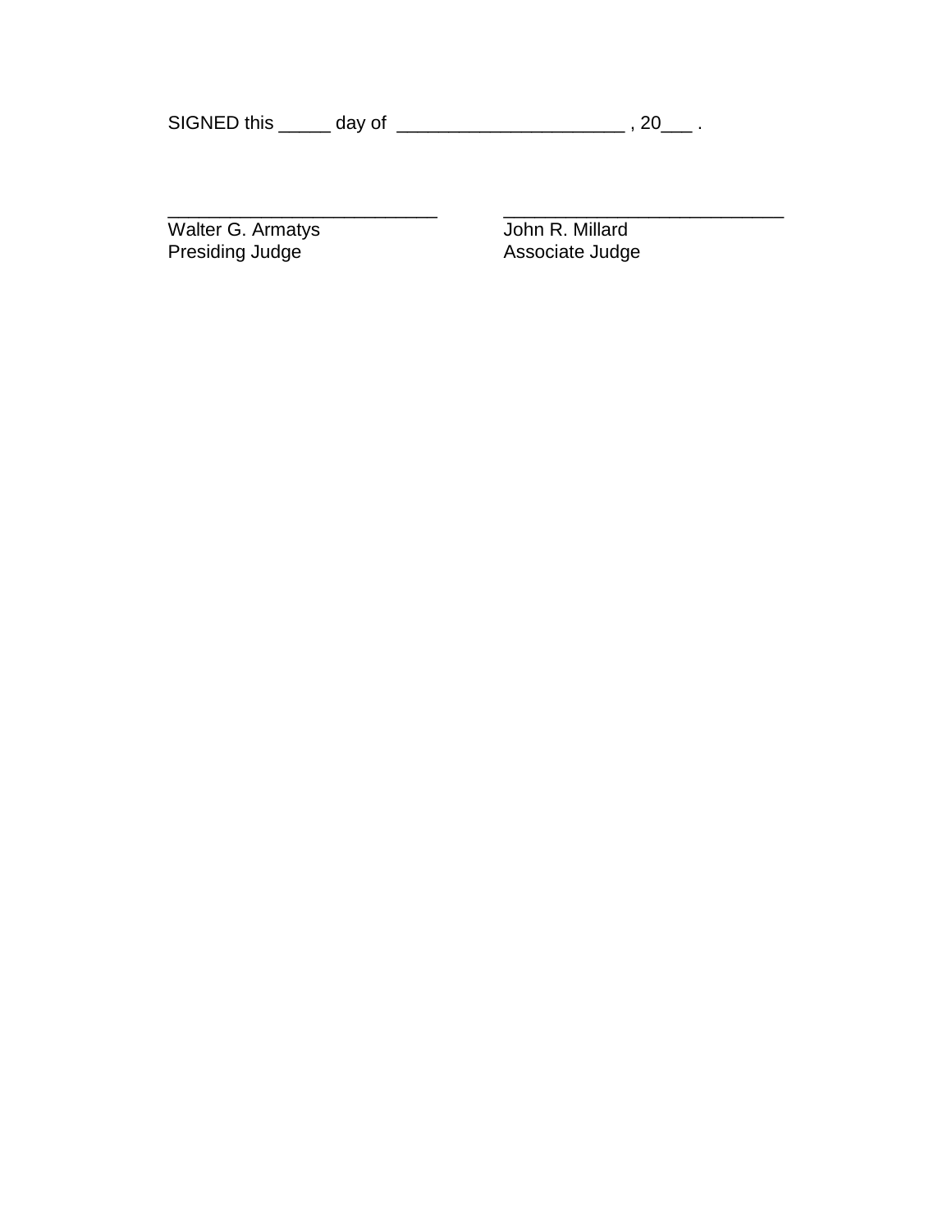SIGNED this _____ day of ______________________ , 20___ .

| | |
|---|---|
| ___________________________ | ____________________________ |
| Walter G. Armatys | John R. Millard |
| Presiding Judge | Associate Judge |